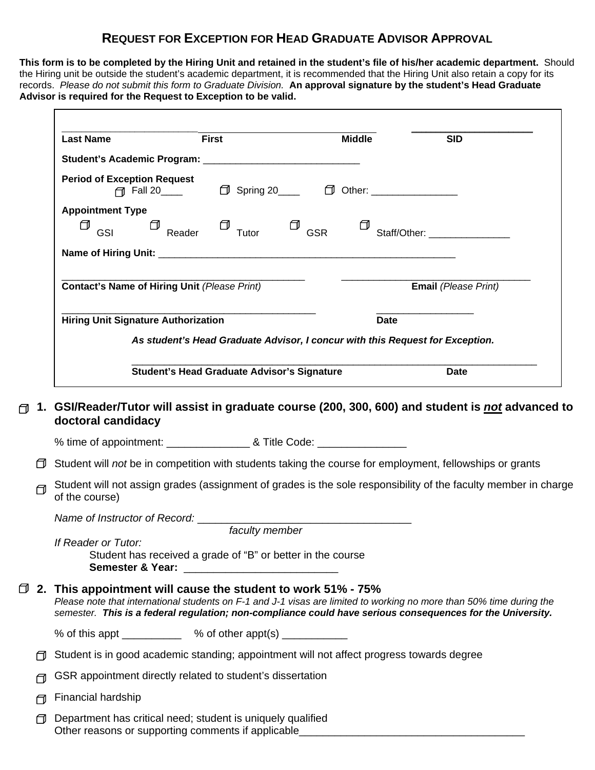# REQUEST FOR EXCEPTION FOR HEAD GRADUATE ADVISOR APPROVAL

**This form is to be completed by the Hiring Unit and retained in the student's file of his/her academic department.** Should the Hiring unit be outside the student's academic department, it is recommended that the Hiring Unit also retain a copy for its records. *Please do not submit this form to Graduate Division.* **An approval signature by the student's Head Graduate Advisor is required for the Request to Exception to be valid.**

_________________________ _________________________ _________________________ _____________________

**Last Name** **First** **Middle** **SID**

**Student's Academic Program:** ____________________________

**Period of Exception Request**

☐ Fall 20____ ☐ Spring 20____ ☐ Other: ________________

**Appointment Type**

☐ GSI ☐ Reader ☐ Tutor ☐ GSR ☐ Staff/Other: _______________

**Name of Hiring Unit:** _______________________________________________________

_____________________________________________ ___________________________________

**Contact's Name of Hiring Unit** *(Please Print)* **Email** *(Please Print)*

_______________________________________________ __________________

**Hiring Unit Signature Authorization** **Date**

***As student's Head Graduate Advisor, I concur with this Request for Exception.***

___________________________________________________________________________

**Student's Head Graduate Advisor's Signature** **Date**

☐ **1. GSI/Reader/Tutor will assist in graduate course (200, 300, 600) and student is *not* advanced to doctoral candidacy**

% time of appointment: ______________ & Title Code: _______________

☐ Student will *not* be in competition with students taking the course for employment, fellowships or grants

☐ Student will not assign grades (assignment of grades is the sole responsibility of the faculty member in charge of the course)

*Name of Instructor of Record:* ___________________________________
*faculty member*

*If Reader or Tutor:*

Student has received a grade of "B" or better in the course
**Semester & Year:** __________________________

☐ **2. This appointment will cause the student to work 51% - 75%**

*Please note that international students on F-1 and J-1 visas are limited to working no more than 50% time during the semester.* ***This is a federal regulation; non-compliance could have serious consequences for the University.***

% of this appt __________ % of other appt(s) ___________

☐ Student is in good academic standing; appointment will not affect progress towards degree

☐ GSR appointment directly related to student's dissertation

☐ Financial hardship

☐ Department has critical need; student is uniquely qualified
Other reasons or supporting comments if applicable_______________________________________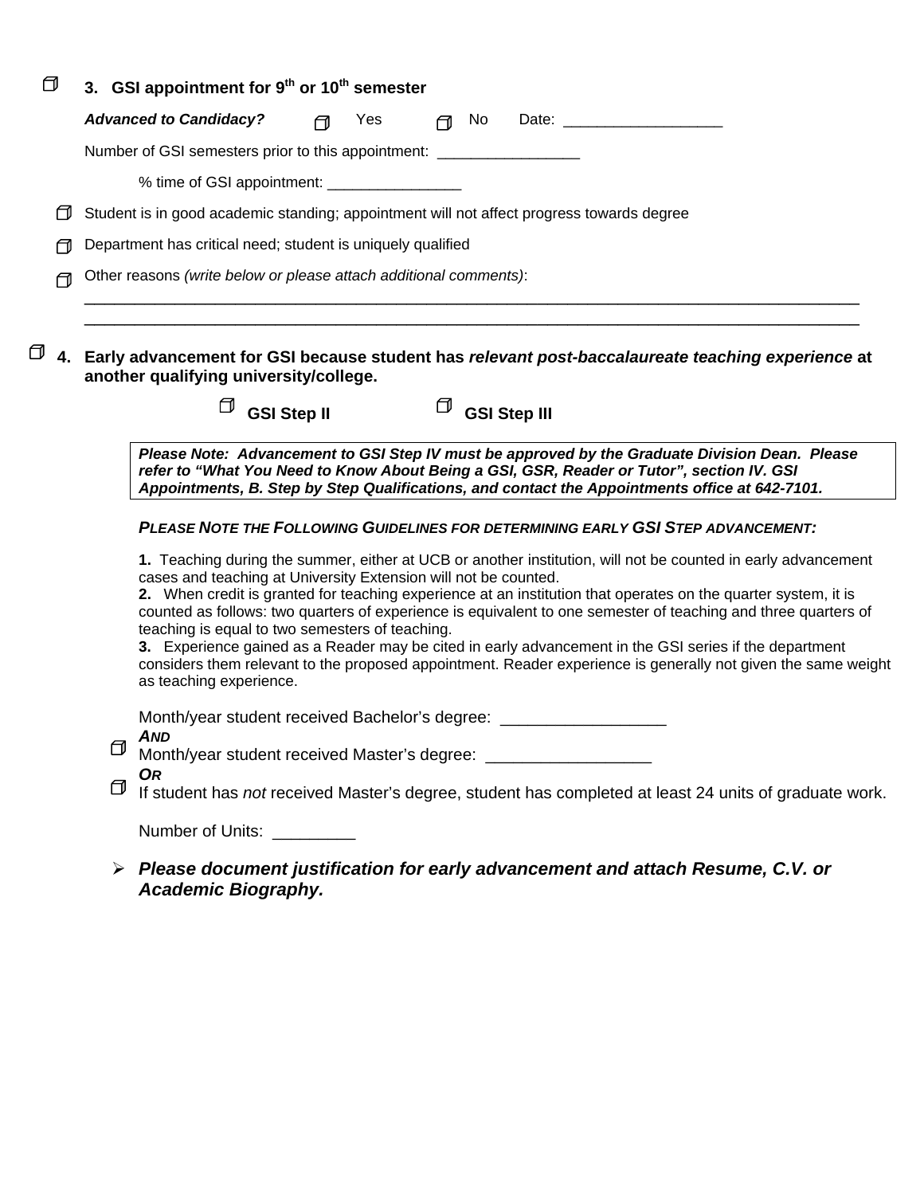☐ **3. GSI appointment for 9th or 10th semester**

***Advanced to Candidacy?*** ☐ Yes ☐ No Date: ___________________

Number of GSI semesters prior to this appointment: _________________

% time of GSI appointment: ________________

☐ Student is in good academic standing; appointment will not affect progress towards degree

☐ Department has critical need; student is uniquely qualified

☐ Other reasons *(write below or please attach additional comments)*:

_______________________________________________________________________________________________

_______________________________________________________________________________________________

☐ **4. Early advancement for GSI because student has *relevant post-baccalaureate teaching experience* at another qualifying university/college.**

☐ **GSI Step II** ☐ **GSI Step III**

> ***Please Note: Advancement to GSI Step IV must be approved by the Graduate Division Dean. Please refer to "What You Need to Know About Being a GSI, GSR, Reader or Tutor", section IV. GSI Appointments, B. Step by Step Qualifications, and contact the Appointments office at 642-7101.***

***PLEASE NOTE THE FOLLOWING GUIDELINES FOR DETERMINING EARLY GSI STEP ADVANCEMENT:***

**1.** Teaching during the summer, either at UCB or another institution, will not be counted in early advancement cases and teaching at University Extension will not be counted.
**2.** When credit is granted for teaching experience at an institution that operates on the quarter system, it is counted as follows: two quarters of experience is equivalent to one semester of teaching and three quarters of teaching is equal to two semesters of teaching.
**3.** Experience gained as a Reader may be cited in early advancement in the GSI series if the department considers them relevant to the proposed appointment. Reader experience is generally not given the same weight as teaching experience.

Month/year student received Bachelor's degree: __________________

***AND***

☐ Month/year student received Master's degree: __________________

***OR***

☐ If student has *not* received Master's degree, student has completed at least 24 units of graduate work.

Number of Units: _________

- ***Please document justification for early advancement and attach Resume, C.V. or Academic Biography.***